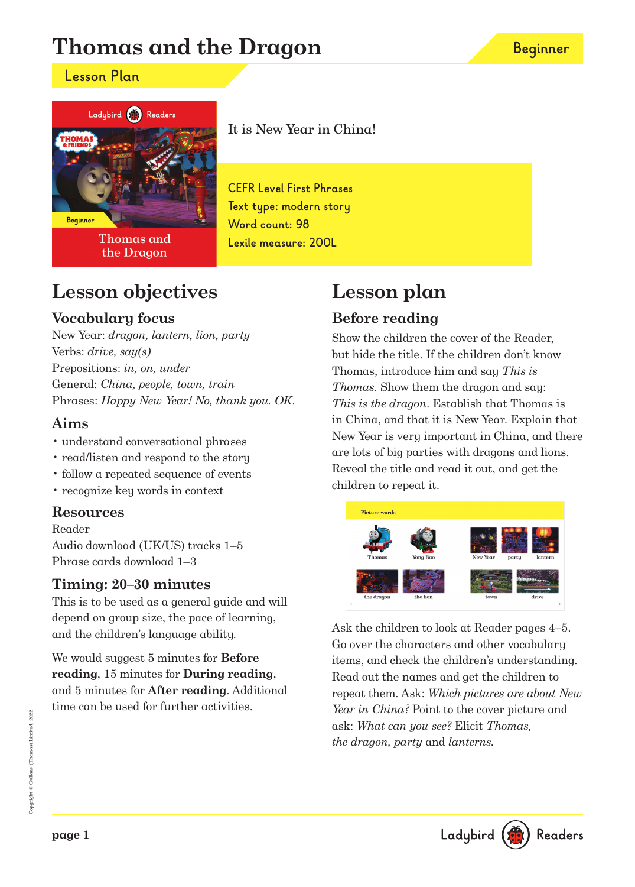# Thomas and the Dragon

Beginner

## Lesson Plan

It is New Year in China!

CEFR Level First Phrases
Text type: modern story
Word count: 98
Lexile measure: 200L

## Lesson objectives

### Vocabulary focus

New Year: *dragon, lantern, lion, party*
Verbs: *drive, say(s)*
Prepositions: *in, on, under*
General: *China, people, town, train*
Phrases: *Happy New Year! No, thank you. OK.*

### Aims

- understand conversational phrases
- read/listen and respond to the story
- follow a repeated sequence of events
- recognize key words in context

### Resources

Reader
Audio download (UK/US) tracks 1–5
Phrase cards download 1–3

### Timing: 20–30 minutes

This is to be used as a general guide and will depend on group size, the pace of learning, and the children's language ability.

We would suggest 5 minutes for **Before reading**, 15 minutes for **During reading**, and 5 minutes for **After reading**. Additional time can be used for further activities.

## Lesson plan

### Before reading

Show the children the cover of the Reader, but hide the title. If the children don't know Thomas, introduce him and say *This is Thomas*. Show them the dragon and say: *This is the dragon*. Establish that Thomas is in China, and that it is New Year. Explain that New Year is very important in China, and there are lots of big parties with dragons and lions. Reveal the title and read it out, and get the children to repeat it.

Ask the children to look at Reader pages 4–5. Go over the characters and other vocabulary items, and check the children's understanding. Read out the names and get the children to repeat them. Ask: *Which pictures are about New Year in China?* Point to the cover picture and ask: *What can you see?* Elicit *Thomas, the dragon, party* and *lanterns.*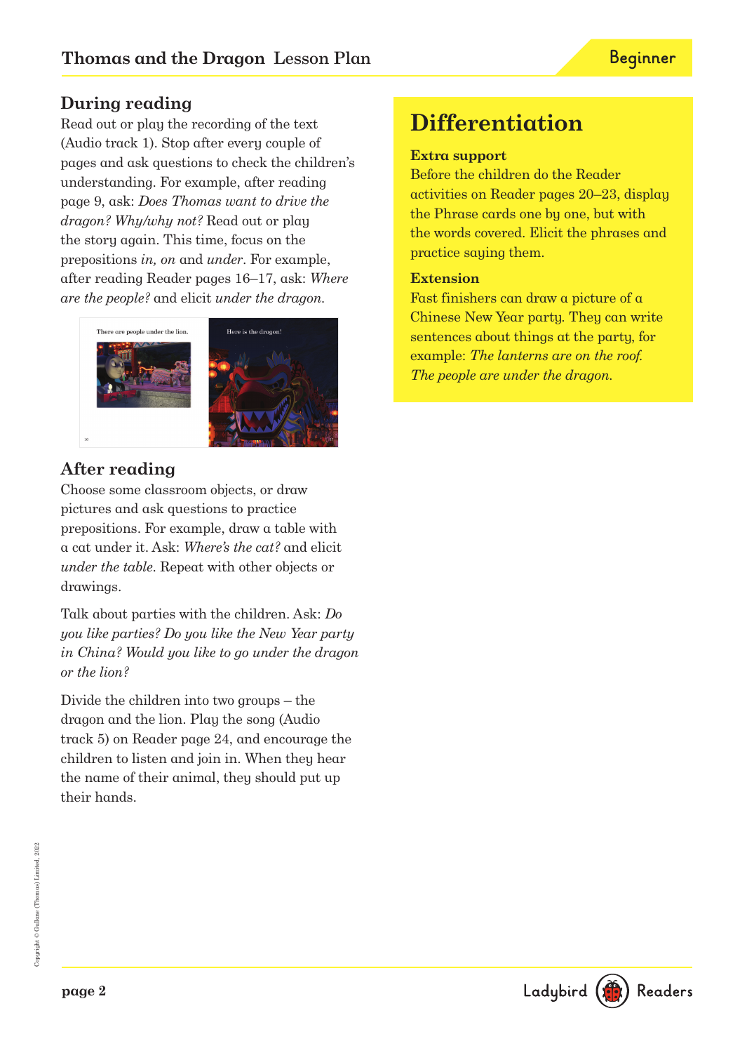## During reading

Read out or play the recording of the text (Audio track 1). Stop after every couple of pages and ask questions to check the children's understanding. For example, after reading page 9, ask: *Does Thomas want to drive the dragon? Why/why not?* Read out or play the story again. This time, focus on the prepositions *in, on* and *under*. For example, after reading Reader pages 16–17, ask: *Where are the people?* and elicit *under the dragon.*

## After reading

Choose some classroom objects, or draw pictures and ask questions to practice prepositions. For example, draw a table with a cat under it. Ask: *Where's the cat?* and elicit *under the table*. Repeat with other objects or drawings.

Talk about parties with the children. Ask: *Do you like parties? Do you like the New Year party in China? Would you like to go under the dragon or the lion?*

Divide the children into two groups – the dragon and the lion. Play the song (Audio track 5) on Reader page 24, and encourage the children to listen and join in. When they hear the name of their animal, they should put up their hands.

# Differentiation

### Extra support

Before the children do the Reader activities on Reader pages 20–23, display the Phrase cards one by one, but with the words covered. Elicit the phrases and practice saying them.

### Extension

Fast finishers can draw a picture of a Chinese New Year party. They can write sentences about things at the party, for example: *The lanterns are on the roof. The people are under the dragon.*

Copyright © Gullane (Thomas) Limited, 2022